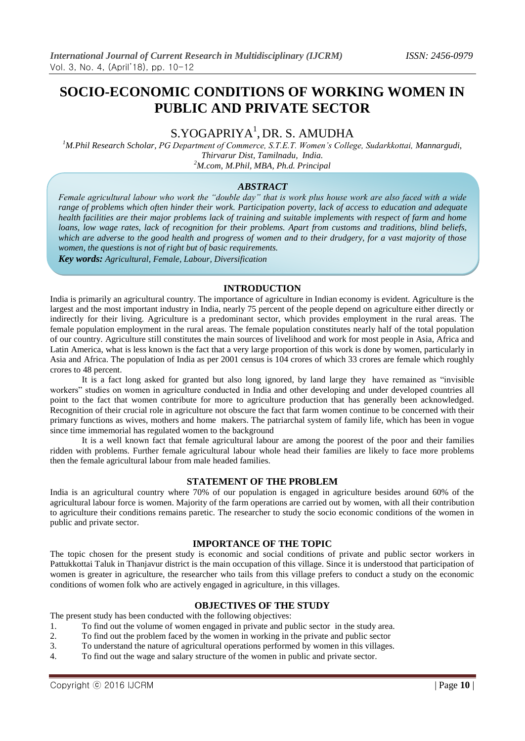# SOCIO-ECONOMIC CONDITIONS OF WORKING WOMEN IN PUBLIC AND PRIVATE SECTOR

S.YOGAPRIYA[1], DR. S. AMUDHA

[1]*M.Phil Research Scholar, PG Department of Commerce, S.T.E.T. Women's College, Sudarkkottai, Mannargudi, Thirvarur Dist, Tamilnadu, India.*
[2]*M.com, M.Phil, MBA, Ph.d. Principal*

### *ABSTRACT*

*Female agricultural labour who work the "double day" that is work plus house work are also faced with a wide range of problems which often hinder their work. Participation poverty, lack of access to education and adequate health facilities are their major problems lack of training and suitable implements with respect of farm and home loans, low wage rates, lack of recognition for their problems. Apart from customs and traditions, blind beliefs, which are adverse to the good health and progress of women and to their drudgery, for a vast majority of those women, the questions is not of right but of basic requirements.*

***Key words:*** *Agricultural, Female, Labour, Diversification*

## INTRODUCTION

India is primarily an agricultural country. The importance of agriculture in Indian economy is evident. Agriculture is the largest and the most important industry in India, nearly 75 percent of the people depend on agriculture either directly or indirectly for their living. Agriculture is a predominant sector, which provides employment in the rural areas. The female population employment in the rural areas. The female population constitutes nearly half of the total population of our country. Agriculture still constitutes the main sources of livelihood and work for most people in Asia, Africa and Latin America, what is less known is the fact that a very large proportion of this work is done by women, particularly in Asia and Africa. The population of India as per 2001 census is 104 crores of which 33 crores are female which roughly crores to 48 percent.

It is a fact long asked for granted but also long ignored, by land large they have remained as "invisible workers" studies on women in agriculture conducted in India and other developing and under developed countries all point to the fact that women contribute for more to agriculture production that has generally been acknowledged. Recognition of their crucial role in agriculture not obscure the fact that farm women continue to be concerned with their primary functions as wives, mothers and home makers. The patriarchal system of family life, which has been in vogue since time immemorial has regulated women to the background

It is a well known fact that female agricultural labour are among the poorest of the poor and their families ridden with problems. Further female agricultural labour whole head their families are likely to face more problems then the female agricultural labour from male headed families.

## STATEMENT OF THE PROBLEM

India is an agricultural country where 70% of our population is engaged in agriculture besides around 60% of the agricultural labour force is women. Majority of the farm operations are carried out by women, with all their contribution to agriculture their conditions remains paretic. The researcher to study the socio economic conditions of the women in public and private sector.

## IMPORTANCE OF THE TOPIC

The topic chosen for the present study is economic and social conditions of private and public sector workers in Pattukkottai Taluk in Thanjavur district is the main occupation of this village. Since it is understood that participation of women is greater in agriculture, the researcher who tails from this village prefers to conduct a study on the economic conditions of women folk who are actively engaged in agriculture, in this villages.

## OBJECTIVES OF THE STUDY

The present study has been conducted with the following objectives:

1. To find out the volume of women engaged in private and public sector in the study area.
2. To find out the problem faced by the women in working in the private and public sector
3. To understand the nature of agricultural operations performed by women in this villages.
4. To find out the wage and salary structure of the women in public and private sector.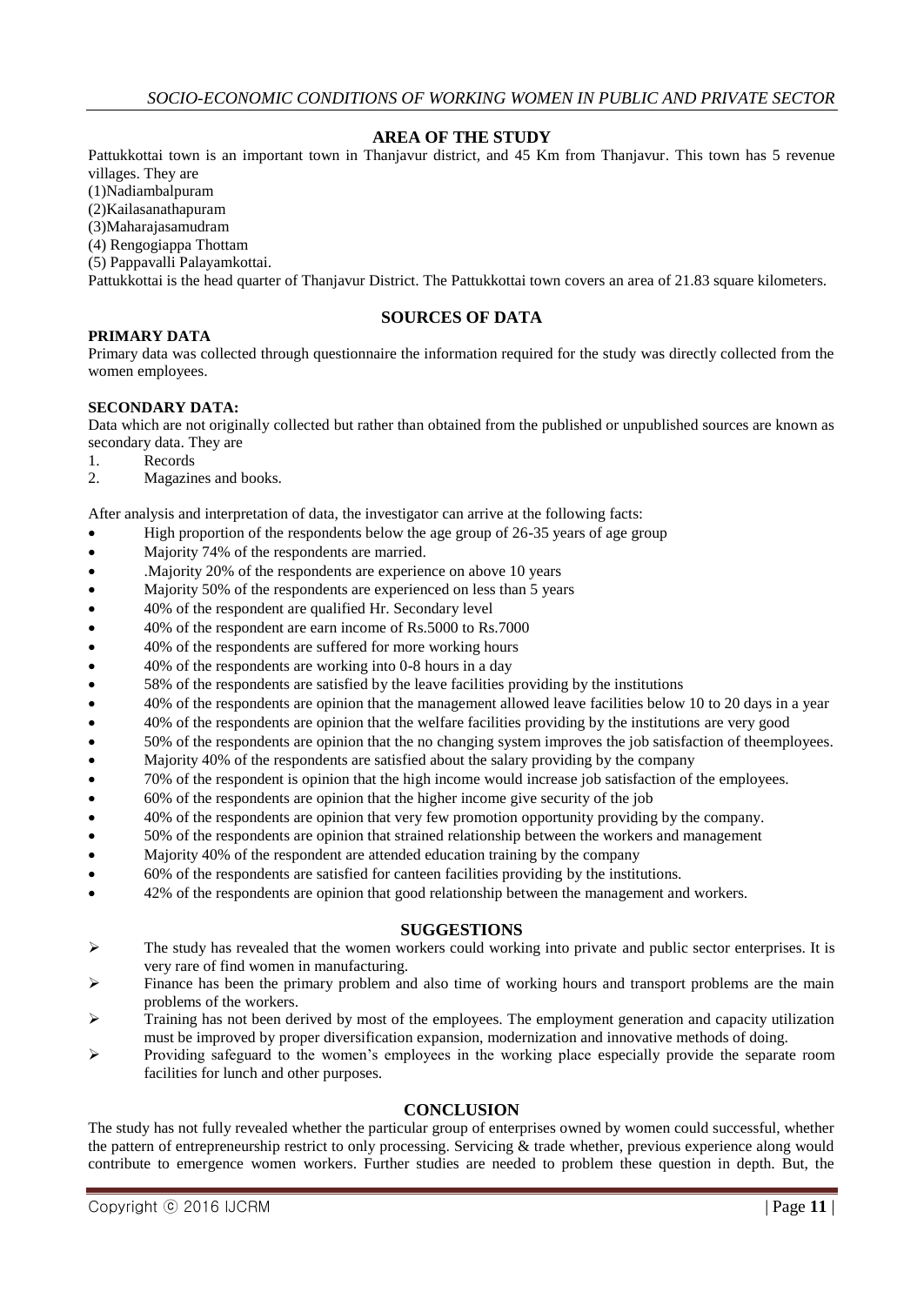## AREA OF THE STUDY

Pattukkottai town is an important town in Thanjavur district, and 45 Km from Thanjavur. This town has 5 revenue villages. They are

(1)Nadiambalpuram
(2)Kailasanathapuram
(3)Maharajasamudram
(4) Rengogiappa Thottam
(5) Pappavalli Palayamkottai.

Pattukkottai is the head quarter of Thanjavur District. The Pattukkottai town covers an area of 21.83 square kilometers.

## SOURCES OF DATA

**PRIMARY DATA**

Primary data was collected through questionnaire the information required for the study was directly collected from the women employees.

**SECONDARY DATA:**

Data which are not originally collected but rather than obtained from the published or unpublished sources are known as secondary data. They are

1. Records
2. Magazines and books.

After analysis and interpretation of data, the investigator can arrive at the following facts:

- High proportion of the respondents below the age group of 26-35 years of age group
- Majority 74% of the respondents are married.
- .Majority 20% of the respondents are experience on above 10 years
- Majority 50% of the respondents are experienced on less than 5 years
- 40% of the respondent are qualified Hr. Secondary level
- 40% of the respondent are earn income of Rs.5000 to Rs.7000
- 40% of the respondents are suffered for more working hours
- 40% of the respondents are working into 0-8 hours in a day
- 58% of the respondents are satisfied by the leave facilities providing by the institutions
- 40% of the respondents are opinion that the management allowed leave facilities below 10 to 20 days in a year
- 40% of the respondents are opinion that the welfare facilities providing by the institutions are very good
- 50% of the respondents are opinion that the no changing system improves the job satisfaction of theemployees.
- Majority 40% of the respondents are satisfied about the salary providing by the company
- 70% of the respondent is opinion that the high income would increase job satisfaction of the employees.
- 60% of the respondents are opinion that the higher income give security of the job
- 40% of the respondents are opinion that very few promotion opportunity providing by the company.
- 50% of the respondents are opinion that strained relationship between the workers and management
- Majority 40% of the respondent are attended education training by the company
- 60% of the respondents are satisfied for canteen facilities providing by the institutions.
- 42% of the respondents are opinion that good relationship between the management and workers.

## SUGGESTIONS

- The study has revealed that the women workers could working into private and public sector enterprises. It is very rare of find women in manufacturing.
- Finance has been the primary problem and also time of working hours and transport problems are the main problems of the workers.
- Training has not been derived by most of the employees. The employment generation and capacity utilization must be improved by proper diversification expansion, modernization and innovative methods of doing.
- Providing safeguard to the women's employees in the working place especially provide the separate room facilities for lunch and other purposes.

## CONCLUSION

The study has not fully revealed whether the particular group of enterprises owned by women could successful, whether the pattern of entrepreneurship restrict to only processing. Servicing & trade whether, previous experience along would contribute to emergence women workers. Further studies are needed to problem these question in depth. But, the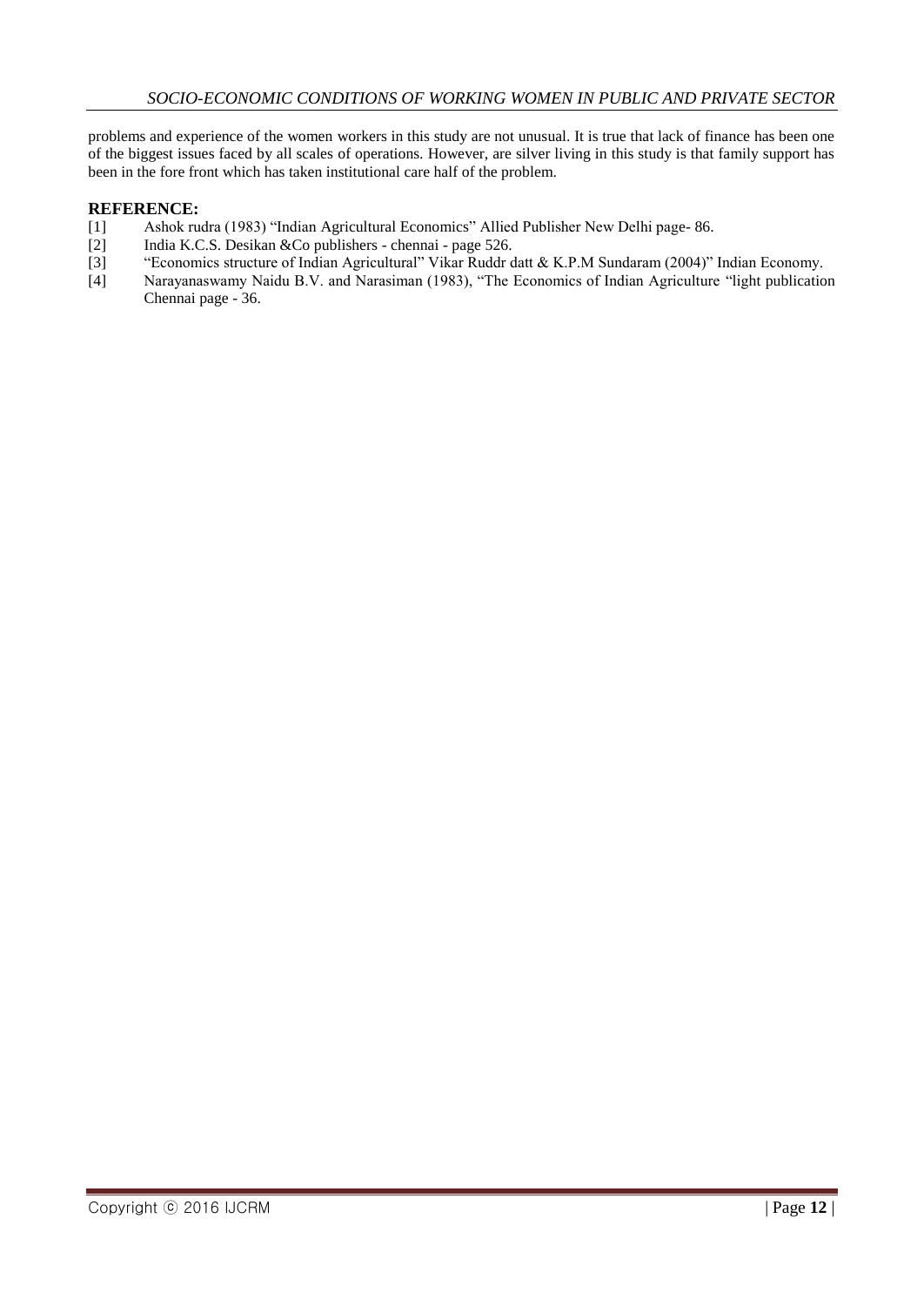problems and experience of the women workers in this study are not unusual. It is true that lack of finance has been one of the biggest issues faced by all scales of operations. However, are silver living in this study is that family support has been in the fore front which has taken institutional care half of the problem.

## REFERENCE:

[1] Ashok rudra (1983) "Indian Agricultural Economics" Allied Publisher New Delhi page- 86.

[2] India K.C.S. Desikan &Co publishers - chennai - page 526.

[3] "Economics structure of Indian Agricultural" Vikar Ruddr datt & K.P.M Sundaram (2004)" Indian Economy.

[4] Narayanaswamy Naidu B.V. and Narasiman (1983), "The Economics of Indian Agriculture "light publication Chennai page - 36.